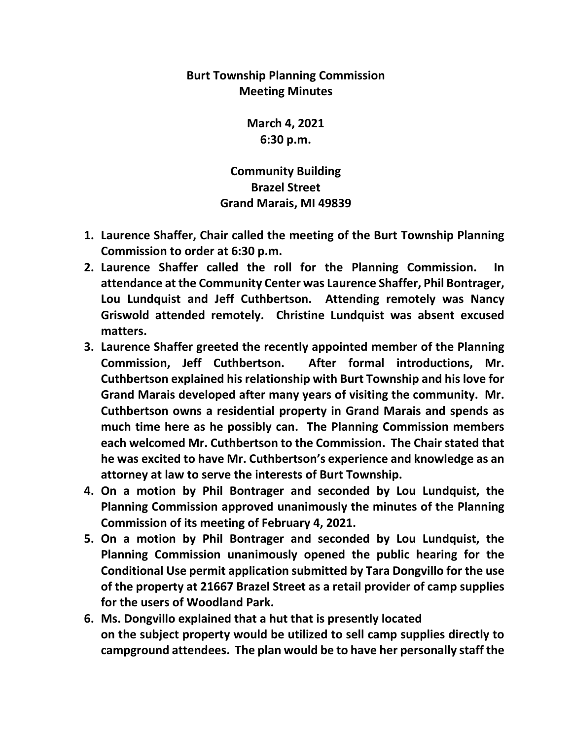**Burt Township Planning Commission**
**Meeting Minutes**

**March 4, 2021**
**6:30 p.m.**

**Community Building**
**Brazel Street**
**Grand Marais, MI 49839**

1. **Laurence Shaffer, Chair called the meeting of the Burt Township Planning Commission to order at 6:30 p.m.**
2. **Laurence Shaffer called the roll for the Planning Commission. In attendance at the Community Center was Laurence Shaffer, Phil Bontrager, Lou Lundquist and Jeff Cuthbertson. Attending remotely was Nancy Griswold attended remotely. Christine Lundquist was absent excused matters.**
3. **Laurence Shaffer greeted the recently appointed member of the Planning Commission, Jeff Cuthbertson. After formal introductions, Mr. Cuthbertson explained his relationship with Burt Township and his love for Grand Marais developed after many years of visiting the community. Mr. Cuthbertson owns a residential property in Grand Marais and spends as much time here as he possibly can. The Planning Commission members each welcomed Mr. Cuthbertson to the Commission. The Chair stated that he was excited to have Mr. Cuthbertson's experience and knowledge as an attorney at law to serve the interests of Burt Township.**
4. **On a motion by Phil Bontrager and seconded by Lou Lundquist, the Planning Commission approved unanimously the minutes of the Planning Commission of its meeting of February 4, 2021.**
5. **On a motion by Phil Bontrager and seconded by Lou Lundquist, the Planning Commission unanimously opened the public hearing for the Conditional Use permit application submitted by Tara Dongvillo for the use of the property at 21667 Brazel Street as a retail provider of camp supplies for the users of Woodland Park.**
6. **Ms. Dongvillo explained that a hut that is presently located on the subject property would be utilized to sell camp supplies directly to campground attendees. The plan would be to have her personally staff the**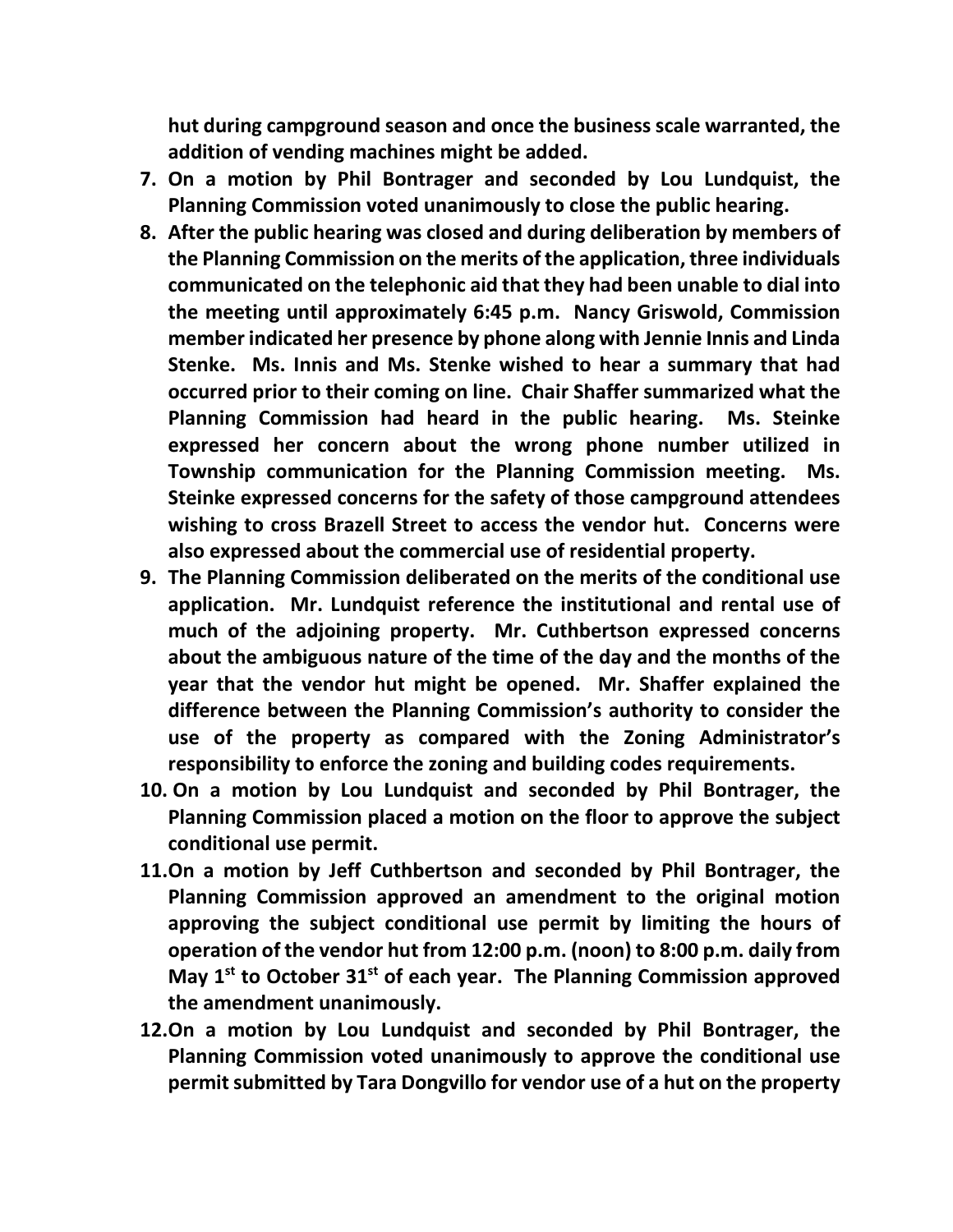**hut during campground season and once the business scale warranted, the addition of vending machines might be added.**

7. **On a motion by Phil Bontrager and seconded by Lou Lundquist, the Planning Commission voted unanimously to close the public hearing.**
8. **After the public hearing was closed and during deliberation by members of the Planning Commission on the merits of the application, three individuals communicated on the telephonic aid that they had been unable to dial into the meeting until approximately 6:45 p.m. Nancy Griswold, Commission member indicated her presence by phone along with Jennie Innis and Linda Stenke. Ms. Innis and Ms. Stenke wished to hear a summary that had occurred prior to their coming on line. Chair Shaffer summarized what the Planning Commission had heard in the public hearing. Ms. Steinke expressed her concern about the wrong phone number utilized in Township communication for the Planning Commission meeting. Ms. Steinke expressed concerns for the safety of those campground attendees wishing to cross Brazell Street to access the vendor hut. Concerns were also expressed about the commercial use of residential property.**
9. **The Planning Commission deliberated on the merits of the conditional use application. Mr. Lundquist reference the institutional and rental use of much of the adjoining property. Mr. Cuthbertson expressed concerns about the ambiguous nature of the time of the day and the months of the year that the vendor hut might be opened. Mr. Shaffer explained the difference between the Planning Commission's authority to consider the use of the property as compared with the Zoning Administrator's responsibility to enforce the zoning and building codes requirements.**
10. **On a motion by Lou Lundquist and seconded by Phil Bontrager, the Planning Commission placed a motion on the floor to approve the subject conditional use permit.**
11. **On a motion by Jeff Cuthbertson and seconded by Phil Bontrager, the Planning Commission approved an amendment to the original motion approving the subject conditional use permit by limiting the hours of operation of the vendor hut from 12:00 p.m. (noon) to 8:00 p.m. daily from May 1st to October 31st of each year. The Planning Commission approved the amendment unanimously.**
12. **On a motion by Lou Lundquist and seconded by Phil Bontrager, the Planning Commission voted unanimously to approve the conditional use permit submitted by Tara Dongvillo for vendor use of a hut on the property**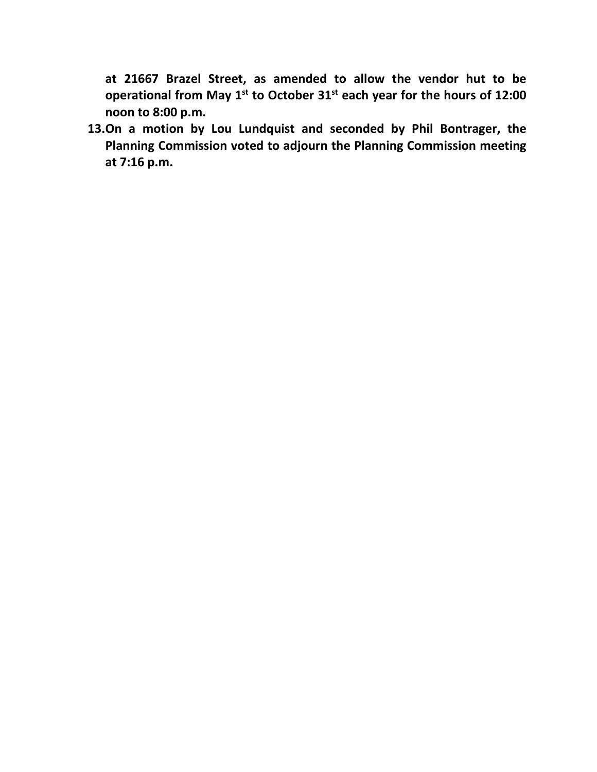**at 21667 Brazel Street, as amended to allow the vendor hut to be operational from May 1st to October 31st each year for the hours of 12:00 noon to 8:00 p.m.**

13. **On a motion by Lou Lundquist and seconded by Phil Bontrager, the Planning Commission voted to adjourn the Planning Commission meeting at 7:16 p.m.**